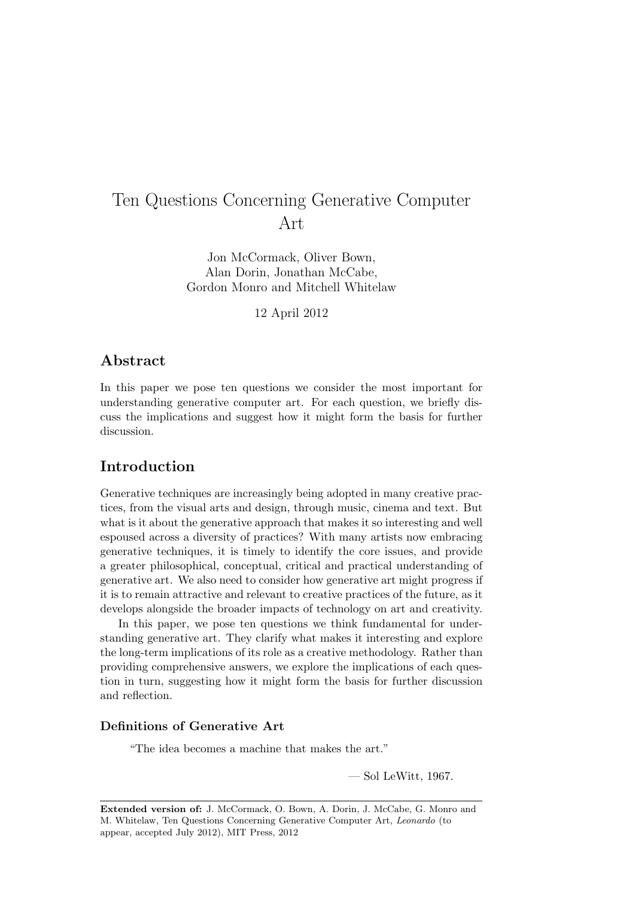# Ten Questions Concerning Generative Computer Art

Jon McCormack, Oliver Bown,
Alan Dorin, Jonathan McCabe,
Gordon Monro and Mitchell Whitelaw

12 April 2012

## Abstract

In this paper we pose ten questions we consider the most important for understanding generative computer art. For each question, we briefly discuss the implications and suggest how it might form the basis for further discussion.

## Introduction

Generative techniques are increasingly being adopted in many creative practices, from the visual arts and design, through music, cinema and text. But what is it about the generative approach that makes it so interesting and well espoused across a diversity of practices? With many artists now embracing generative techniques, it is timely to identify the core issues, and provide a greater philosophical, conceptual, critical and practical understanding of generative art. We also need to consider how generative art might progress if it is to remain attractive and relevant to creative practices of the future, as it develops alongside the broader impacts of technology on art and creativity.

In this paper, we pose ten questions we think fundamental for understanding generative art. They clarify what makes it interesting and explore the long-term implications of its role as a creative methodology. Rather than providing comprehensive answers, we explore the implications of each question in turn, suggesting how it might form the basis for further discussion and reflection.

### Definitions of Generative Art

> "The idea becomes a machine that makes the art."
>
> — Sol LeWitt, 1967.

**Extended version of:** J. McCormack, O. Bown, A. Dorin, J. McCabe, G. Monro and M. Whitelaw, Ten Questions Concerning Generative Computer Art, *Leonardo* (to appear, accepted July 2012), MIT Press, 2012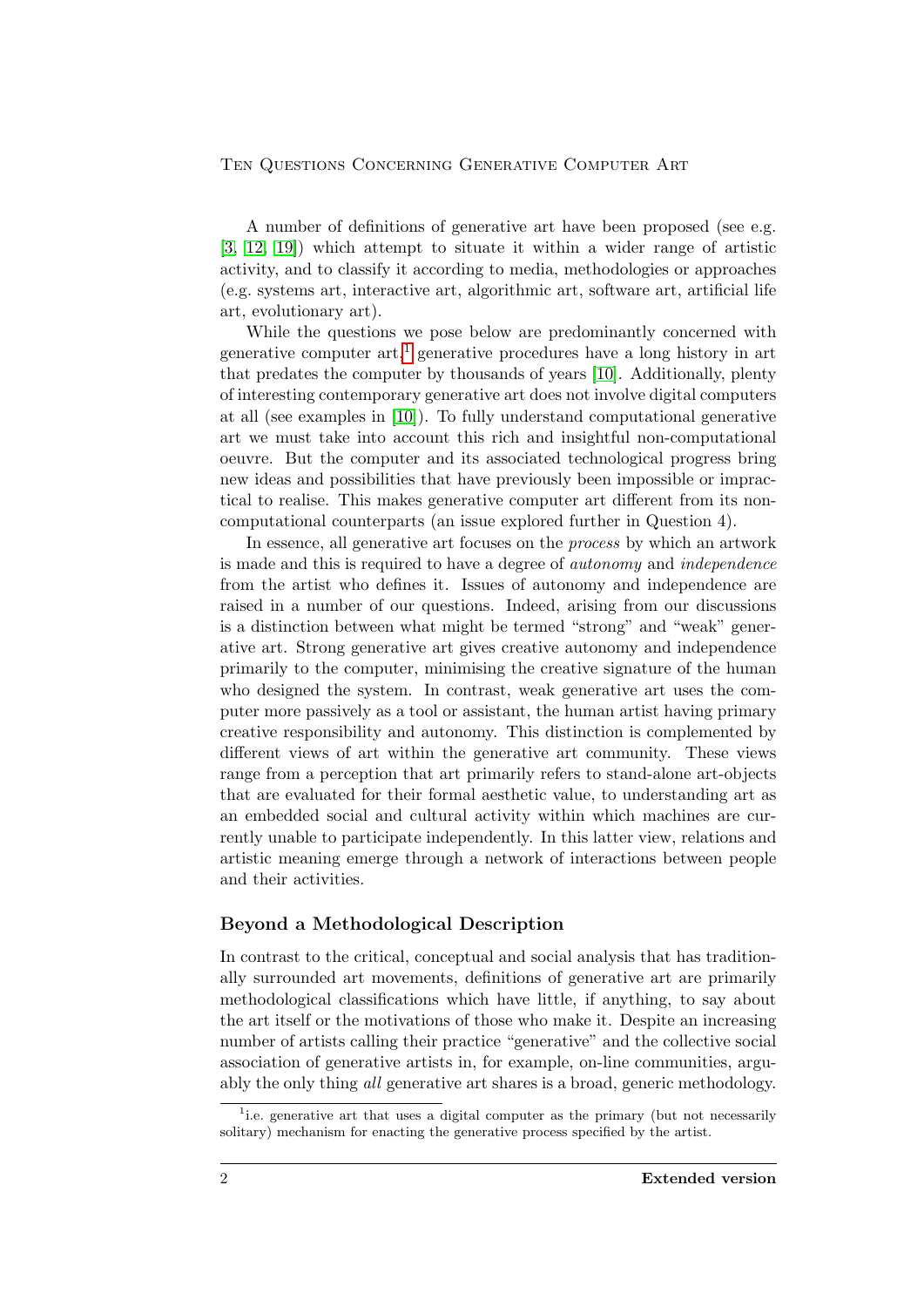A number of definitions of generative art have been proposed (see e.g. [3, 12, 19]) which attempt to situate it within a wider range of artistic activity, and to classify it according to media, methodologies or approaches (e.g. systems art, interactive art, algorithmic art, software art, artificial life art, evolutionary art).

While the questions we pose below are predominantly concerned with generative computer art,[1] generative procedures have a long history in art that predates the computer by thousands of years [10]. Additionally, plenty of interesting contemporary generative art does not involve digital computers at all (see examples in [10]). To fully understand computational generative art we must take into account this rich and insightful non-computational oeuvre. But the computer and its associated technological progress bring new ideas and possibilities that have previously been impossible or impractical to realise. This makes generative computer art different from its non-computational counterparts (an issue explored further in Question 4).

In essence, all generative art focuses on the *process* by which an artwork is made and this is required to have a degree of *autonomy* and *independence* from the artist who defines it. Issues of autonomy and independence are raised in a number of our questions. Indeed, arising from our discussions is a distinction between what might be termed "strong" and "weak" generative art. Strong generative art gives creative autonomy and independence primarily to the computer, minimising the creative signature of the human who designed the system. In contrast, weak generative art uses the computer more passively as a tool or assistant, the human artist having primary creative responsibility and autonomy. This distinction is complemented by different views of art within the generative art community. These views range from a perception that art primarily refers to stand-alone art-objects that are evaluated for their formal aesthetic value, to understanding art as an embedded social and cultural activity within which machines are currently unable to participate independently. In this latter view, relations and artistic meaning emerge through a network of interactions between people and their activities.

## Beyond a Methodological Description

In contrast to the critical, conceptual and social analysis that has traditionally surrounded art movements, definitions of generative art are primarily methodological classifications which have little, if anything, to say about the art itself or the motivations of those who make it. Despite an increasing number of artists calling their practice "generative" and the collective social association of generative artists in, for example, on-line communities, arguably the only thing *all* generative art shares is a broad, generic methodology.

[1] i.e. generative art that uses a digital computer as the primary (but not necessarily solitary) mechanism for enacting the generative process specified by the artist.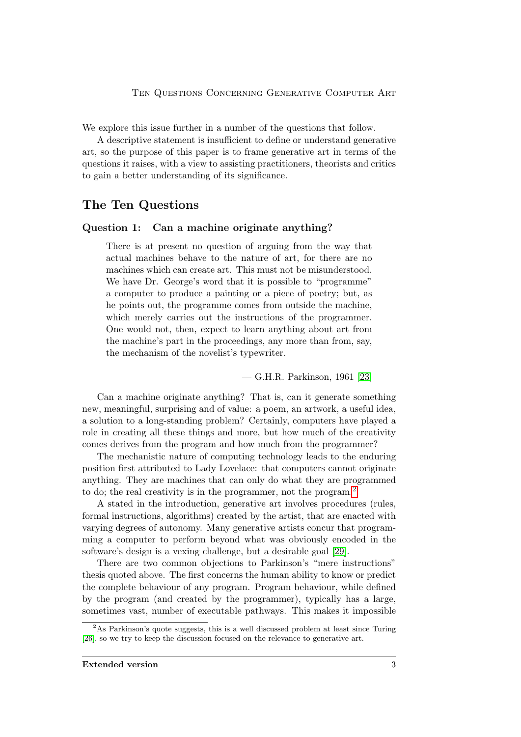We explore this issue further in a number of the questions that follow.

A descriptive statement is insufficient to define or understand generative art, so the purpose of this paper is to frame generative art in terms of the questions it raises, with a view to assisting practitioners, theorists and critics to gain a better understanding of its significance.

## The Ten Questions

### Question 1: Can a machine originate anything?

> There is at present no question of arguing from the way that actual machines behave to the nature of art, for there are no machines which can create art. This must not be misunderstood. We have Dr. George's word that it is possible to "programme" a computer to produce a painting or a piece of poetry; but, as he points out, the programme comes from outside the machine, which merely carries out the instructions of the programmer. One would not, then, expect to learn anything about art from the machine's part in the proceedings, any more than from, say, the mechanism of the novelist's typewriter.
>
> — G.H.R. Parkinson, 1961 [23]

Can a machine originate anything? That is, can it generate something new, meaningful, surprising and of value: a poem, an artwork, a useful idea, a solution to a long-standing problem? Certainly, computers have played a role in creating all these things and more, but how much of the creativity comes derives from the program and how much from the programmer?

The mechanistic nature of computing technology leads to the enduring position first attributed to Lady Lovelace: that computers cannot originate anything. They are machines that can only do what they are programmed to do; the real creativity is in the programmer, not the program.[2]

A stated in the introduction, generative art involves procedures (rules, formal instructions, algorithms) created by the artist, that are enacted with varying degrees of autonomy. Many generative artists concur that programming a computer to perform beyond what was obviously encoded in the software's design is a vexing challenge, but a desirable goal [29].

There are two common objections to Parkinson's "mere instructions" thesis quoted above. The first concerns the human ability to know or predict the complete behaviour of any program. Program behaviour, while defined by the program (and created by the programmer), typically has a large, sometimes vast, number of executable pathways. This makes it impossible

[2] As Parkinson's quote suggests, this is a well discussed problem at least since Turing [26], so we try to keep the discussion focused on the relevance to generative art.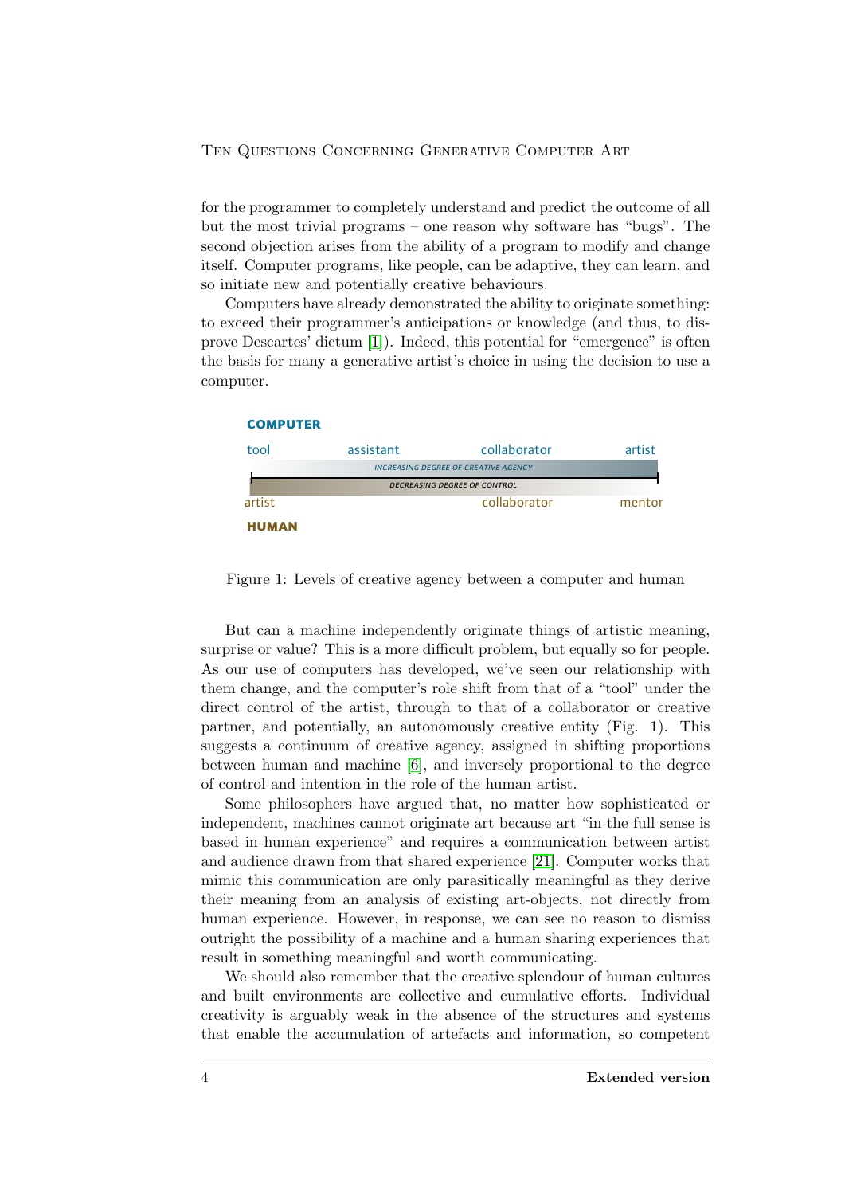for the programmer to completely understand and predict the outcome of all but the most trivial programs – one reason why software has "bugs". The second objection arises from the ability of a program to modify and change itself. Computer programs, like people, can be adaptive, they can learn, and so initiate new and potentially creative behaviours.

Computers have already demonstrated the ability to originate something: to exceed their programmer's anticipations or knowledge (and thus, to disprove Descartes' dictum [1]). Indeed, this potential for "emergence" is often the basis for many a generative artist's choice in using the decision to use a computer.

**COMPUTER**

tool — assistant — collaborator — artist

INCREASING DEGREE OF CREATIVE AGENCY

DECREASING DEGREE OF CONTROL

artist — collaborator — mentor

**HUMAN**

Figure 1: Levels of creative agency between a computer and human

But can a machine independently originate things of artistic meaning, surprise or value? This is a more difficult problem, but equally so for people. As our use of computers has developed, we've seen our relationship with them change, and the computer's role shift from that of a "tool" under the direct control of the artist, through to that of a collaborator or creative partner, and potentially, an autonomously creative entity (Fig. 1). This suggests a continuum of creative agency, assigned in shifting proportions between human and machine [6], and inversely proportional to the degree of control and intention in the role of the human artist.

Some philosophers have argued that, no matter how sophisticated or independent, machines cannot originate art because art "in the full sense is based in human experience" and requires a communication between artist and audience drawn from that shared experience [21]. Computer works that mimic this communication are only parasitically meaningful as they derive their meaning from an analysis of existing art-objects, not directly from human experience. However, in response, we can see no reason to dismiss outright the possibility of a machine and a human sharing experiences that result in something meaningful and worth communicating.

We should also remember that the creative splendour of human cultures and built environments are collective and cumulative efforts. Individual creativity is arguably weak in the absence of the structures and systems that enable the accumulation of artefacts and information, so competent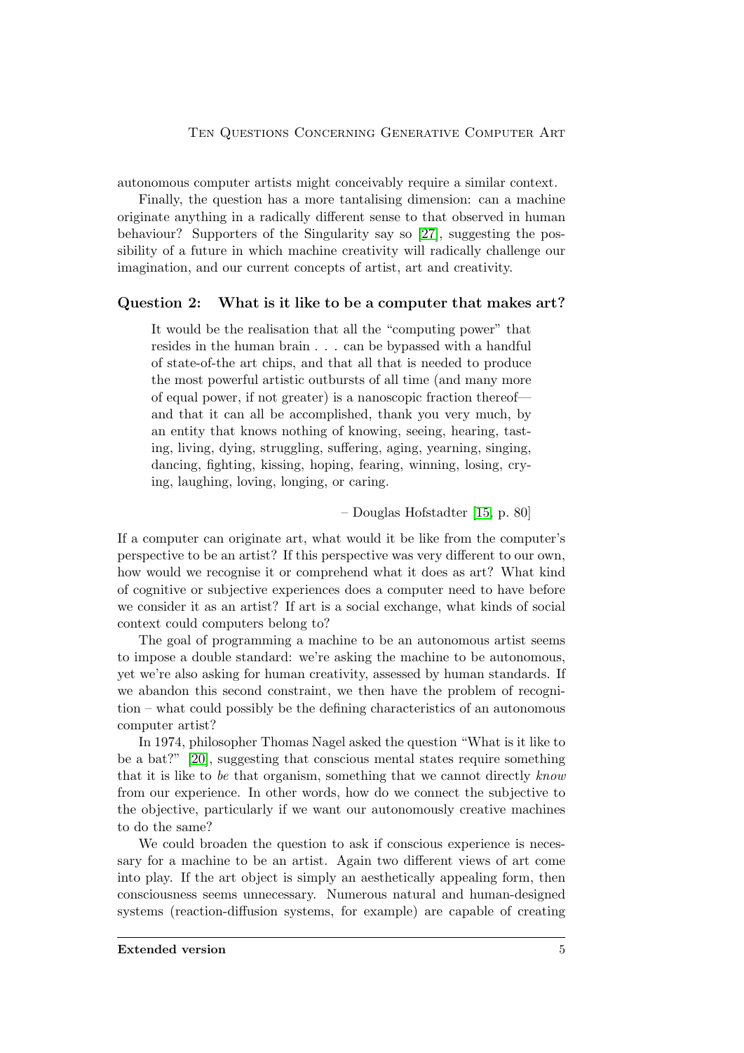autonomous computer artists might conceivably require a similar context.

Finally, the question has a more tantalising dimension: can a machine originate anything in a radically different sense to that observed in human behaviour? Supporters of the Singularity say so [27], suggesting the possibility of a future in which machine creativity will radically challenge our imagination, and our current concepts of artist, art and creativity.

### Question 2: What is it like to be a computer that makes art?

> It would be the realisation that all the "computing power" that resides in the human brain . . . can be bypassed with a handful of state-of-the art chips, and that all that is needed to produce the most powerful artistic outbursts of all time (and many more of equal power, if not greater) is a nanoscopic fraction thereof— and that it can all be accomplished, thank you very much, by an entity that knows nothing of knowing, seeing, hearing, tasting, living, dying, struggling, suffering, aging, yearning, singing, dancing, fighting, kissing, hoping, fearing, winning, losing, crying, laughing, loving, longing, or caring.
>
> – Douglas Hofstadter [15, p. 80]

If a computer can originate art, what would it be like from the computer's perspective to be an artist? If this perspective was very different to our own, how would we recognise it or comprehend what it does as art? What kind of cognitive or subjective experiences does a computer need to have before we consider it as an artist? If art is a social exchange, what kinds of social context could computers belong to?

The goal of programming a machine to be an autonomous artist seems to impose a double standard: we're asking the machine to be autonomous, yet we're also asking for human creativity, assessed by human standards. If we abandon this second constraint, we then have the problem of recognition – what could possibly be the defining characteristics of an autonomous computer artist?

In 1974, philosopher Thomas Nagel asked the question "What is it like to be a bat?" [20], suggesting that conscious mental states require something that it is like to *be* that organism, something that we cannot directly *know* from our experience. In other words, how do we connect the subjective to the objective, particularly if we want our autonomously creative machines to do the same?

We could broaden the question to ask if conscious experience is necessary for a machine to be an artist. Again two different views of art come into play. If the art object is simply an aesthetically appealing form, then consciousness seems unnecessary. Numerous natural and human-designed systems (reaction-diffusion systems, for example) are capable of creating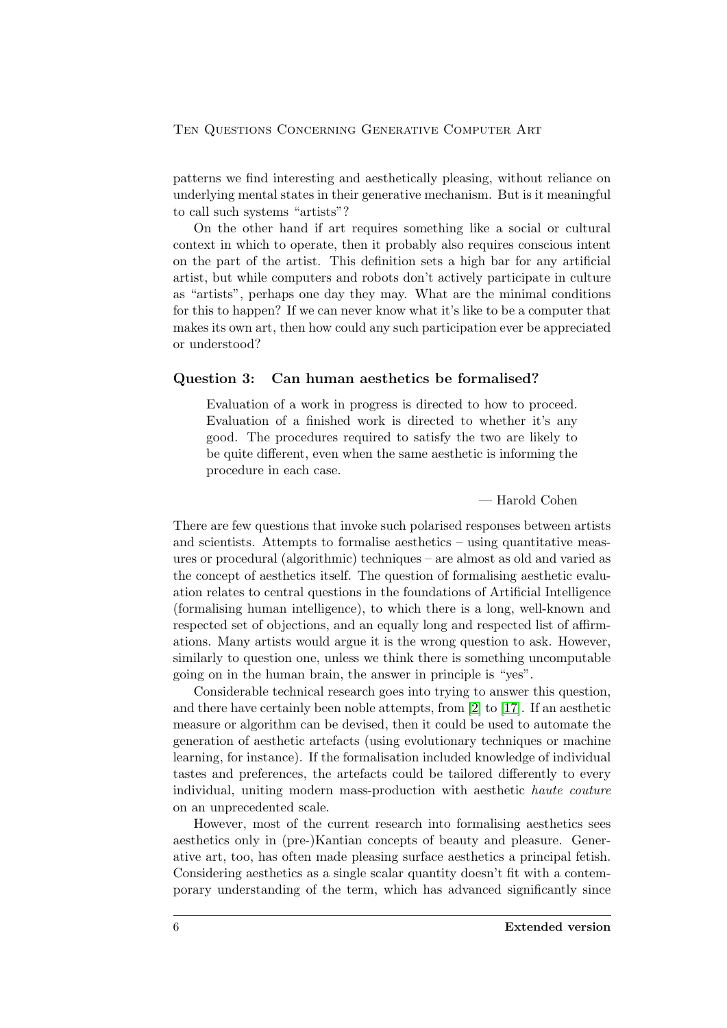patterns we find interesting and aesthetically pleasing, without reliance on underlying mental states in their generative mechanism. But is it meaningful to call such systems "artists"?

On the other hand if art requires something like a social or cultural context in which to operate, then it probably also requires conscious intent on the part of the artist. This definition sets a high bar for any artificial artist, but while computers and robots don't actively participate in culture as "artists", perhaps one day they may. What are the minimal conditions for this to happen? If we can never know what it's like to be a computer that makes its own art, then how could any such participation ever be appreciated or understood?

### Question 3: Can human aesthetics be formalised?

> Evaluation of a work in progress is directed to how to proceed. Evaluation of a finished work is directed to whether it's any good. The procedures required to satisfy the two are likely to be quite different, even when the same aesthetic is informing the procedure in each case.
>
> — Harold Cohen

There are few questions that invoke such polarised responses between artists and scientists. Attempts to formalise aesthetics – using quantitative measures or procedural (algorithmic) techniques – are almost as old and varied as the concept of aesthetics itself. The question of formalising aesthetic evaluation relates to central questions in the foundations of Artificial Intelligence (formalising human intelligence), to which there is a long, well-known and respected set of objections, and an equally long and respected list of affirmations. Many artists would argue it is the wrong question to ask. However, similarly to question one, unless we think there is something uncomputable going on in the human brain, the answer in principle is "yes".

Considerable technical research goes into trying to answer this question, and there have certainly been noble attempts, from [2] to [17]. If an aesthetic measure or algorithm can be devised, then it could be used to automate the generation of aesthetic artefacts (using evolutionary techniques or machine learning, for instance). If the formalisation included knowledge of individual tastes and preferences, the artefacts could be tailored differently to every individual, uniting modern mass-production with aesthetic *haute couture* on an unprecedented scale.

However, most of the current research into formalising aesthetics sees aesthetics only in (pre-)Kantian concepts of beauty and pleasure. Generative art, too, has often made pleasing surface aesthetics a principal fetish. Considering aesthetics as a single scalar quantity doesn't fit with a contemporary understanding of the term, which has advanced significantly since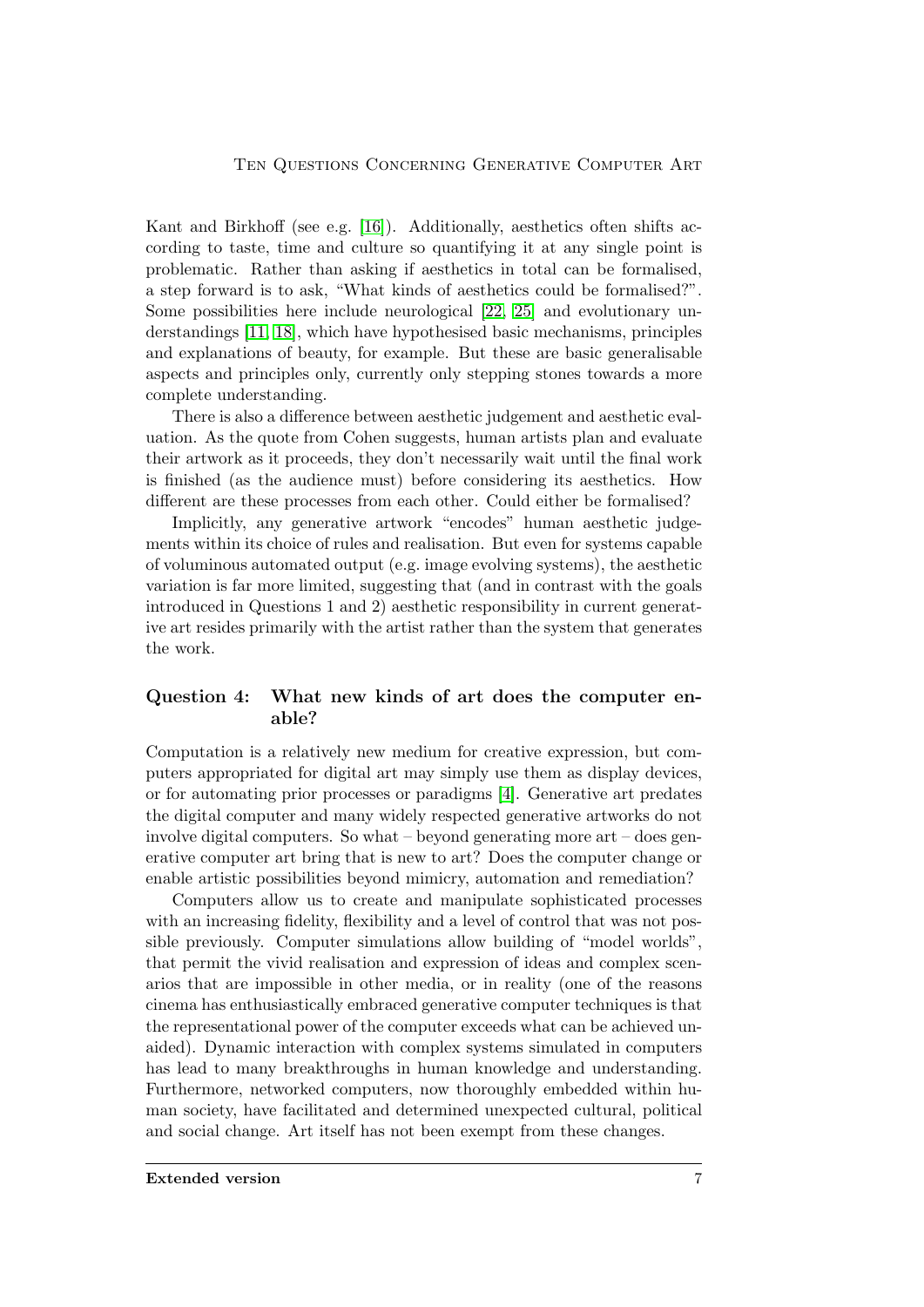Kant and Birkhoff (see e.g. [16]). Additionally, aesthetics often shifts according to taste, time and culture so quantifying it at any single point is problematic. Rather than asking if aesthetics in total can be formalised, a step forward is to ask, "What kinds of aesthetics could be formalised?". Some possibilities here include neurological [22, 25] and evolutionary understandings [11, 18], which have hypothesised basic mechanisms, principles and explanations of beauty, for example. But these are basic generalisable aspects and principles only, currently only stepping stones towards a more complete understanding.

There is also a difference between aesthetic judgement and aesthetic evaluation. As the quote from Cohen suggests, human artists plan and evaluate their artwork as it proceeds, they don't necessarily wait until the final work is finished (as the audience must) before considering its aesthetics. How different are these processes from each other. Could either be formalised?

Implicitly, any generative artwork "encodes" human aesthetic judgements within its choice of rules and realisation. But even for systems capable of voluminous automated output (e.g. image evolving systems), the aesthetic variation is far more limited, suggesting that (and in contrast with the goals introduced in Questions 1 and 2) aesthetic responsibility in current generative art resides primarily with the artist rather than the system that generates the work.

### Question 4: What new kinds of art does the computer enable?

Computation is a relatively new medium for creative expression, but computers appropriated for digital art may simply use them as display devices, or for automating prior processes or paradigms [4]. Generative art predates the digital computer and many widely respected generative artworks do not involve digital computers. So what – beyond generating more art – does generative computer art bring that is new to art? Does the computer change or enable artistic possibilities beyond mimicry, automation and remediation?

Computers allow us to create and manipulate sophisticated processes with an increasing fidelity, flexibility and a level of control that was not possible previously. Computer simulations allow building of "model worlds", that permit the vivid realisation and expression of ideas and complex scenarios that are impossible in other media, or in reality (one of the reasons cinema has enthusiastically embraced generative computer techniques is that the representational power of the computer exceeds what can be achieved unaided). Dynamic interaction with complex systems simulated in computers has lead to many breakthroughs in human knowledge and understanding. Furthermore, networked computers, now thoroughly embedded within human society, have facilitated and determined unexpected cultural, political and social change. Art itself has not been exempt from these changes.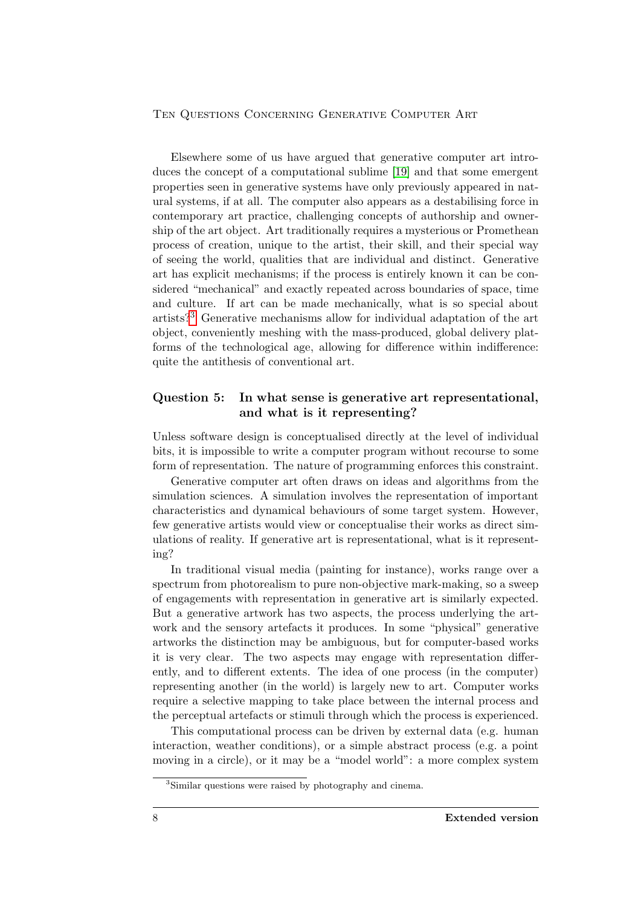Elsewhere some of us have argued that generative computer art introduces the concept of a computational sublime [19] and that some emergent properties seen in generative systems have only previously appeared in natural systems, if at all. The computer also appears as a destabilising force in contemporary art practice, challenging concepts of authorship and ownership of the art object. Art traditionally requires a mysterious or Promethean process of creation, unique to the artist, their skill, and their special way of seeing the world, qualities that are individual and distinct. Generative art has explicit mechanisms; if the process is entirely known it can be considered "mechanical" and exactly repeated across boundaries of space, time and culture. If art can be made mechanically, what is so special about artists?[3] Generative mechanisms allow for individual adaptation of the art object, conveniently meshing with the mass-produced, global delivery platforms of the technological age, allowing for difference within indifference: quite the antithesis of conventional art.

## Question 5: In what sense is generative art representational, and what is it representing?

Unless software design is conceptualised directly at the level of individual bits, it is impossible to write a computer program without recourse to some form of representation. The nature of programming enforces this constraint.

Generative computer art often draws on ideas and algorithms from the simulation sciences. A simulation involves the representation of important characteristics and dynamical behaviours of some target system. However, few generative artists would view or conceptualise their works as direct simulations of reality. If generative art is representational, what is it representing?

In traditional visual media (painting for instance), works range over a spectrum from photorealism to pure non-objective mark-making, so a sweep of engagements with representation in generative art is similarly expected. But a generative artwork has two aspects, the process underlying the artwork and the sensory artefacts it produces. In some "physical" generative artworks the distinction may be ambiguous, but for computer-based works it is very clear. The two aspects may engage with representation differently, and to different extents. The idea of one process (in the computer) representing another (in the world) is largely new to art. Computer works require a selective mapping to take place between the internal process and the perceptual artefacts or stimuli through which the process is experienced.

This computational process can be driven by external data (e.g. human interaction, weather conditions), or a simple abstract process (e.g. a point moving in a circle), or it may be a "model world": a more complex system

[3] Similar questions were raised by photography and cinema.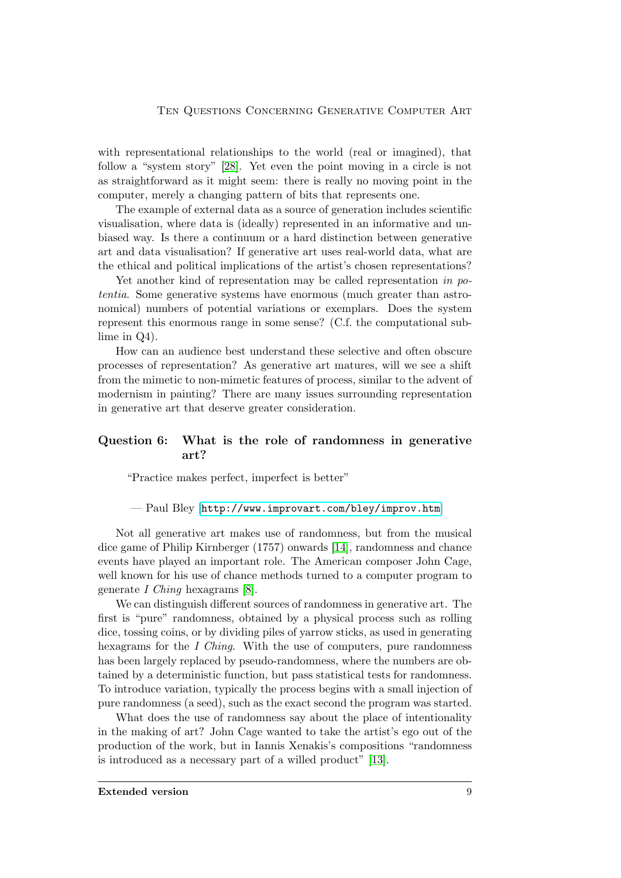with representational relationships to the world (real or imagined), that follow a "system story" [28]. Yet even the point moving in a circle is not as straightforward as it might seem: there is really no moving point in the computer, merely a changing pattern of bits that represents one.

The example of external data as a source of generation includes scientific visualisation, where data is (ideally) represented in an informative and unbiased way. Is there a continuum or a hard distinction between generative art and data visualisation? If generative art uses real-world data, what are the ethical and political implications of the artist's chosen representations?

Yet another kind of representation may be called representation *in potentia*. Some generative systems have enormous (much greater than astronomical) numbers of potential variations or exemplars. Does the system represent this enormous range in some sense? (C.f. the computational sublime in Q4).

How can an audience best understand these selective and often obscure processes of representation? As generative art matures, will we see a shift from the mimetic to non-mimetic features of process, similar to the advent of modernism in painting? There are many issues surrounding representation in generative art that deserve greater consideration.

## Question 6: What is the role of randomness in generative art?

"Practice makes perfect, imperfect is better"

— Paul Bley [http://www.improvart.com/bley/improv.htm]

Not all generative art makes use of randomness, but from the musical dice game of Philip Kirnberger (1757) onwards [14], randomness and chance events have played an important role. The American composer John Cage, well known for his use of chance methods turned to a computer program to generate *I Ching* hexagrams [8].

We can distinguish different sources of randomness in generative art. The first is "pure" randomness, obtained by a physical process such as rolling dice, tossing coins, or by dividing piles of yarrow sticks, as used in generating hexagrams for the *I Ching*. With the use of computers, pure randomness has been largely replaced by pseudo-randomness, where the numbers are obtained by a deterministic function, but pass statistical tests for randomness. To introduce variation, typically the process begins with a small injection of pure randomness (a seed), such as the exact second the program was started.

What does the use of randomness say about the place of intentionality in the making of art? John Cage wanted to take the artist's ego out of the production of the work, but in Iannis Xenakis's compositions "randomness is introduced as a necessary part of a willed product" [13].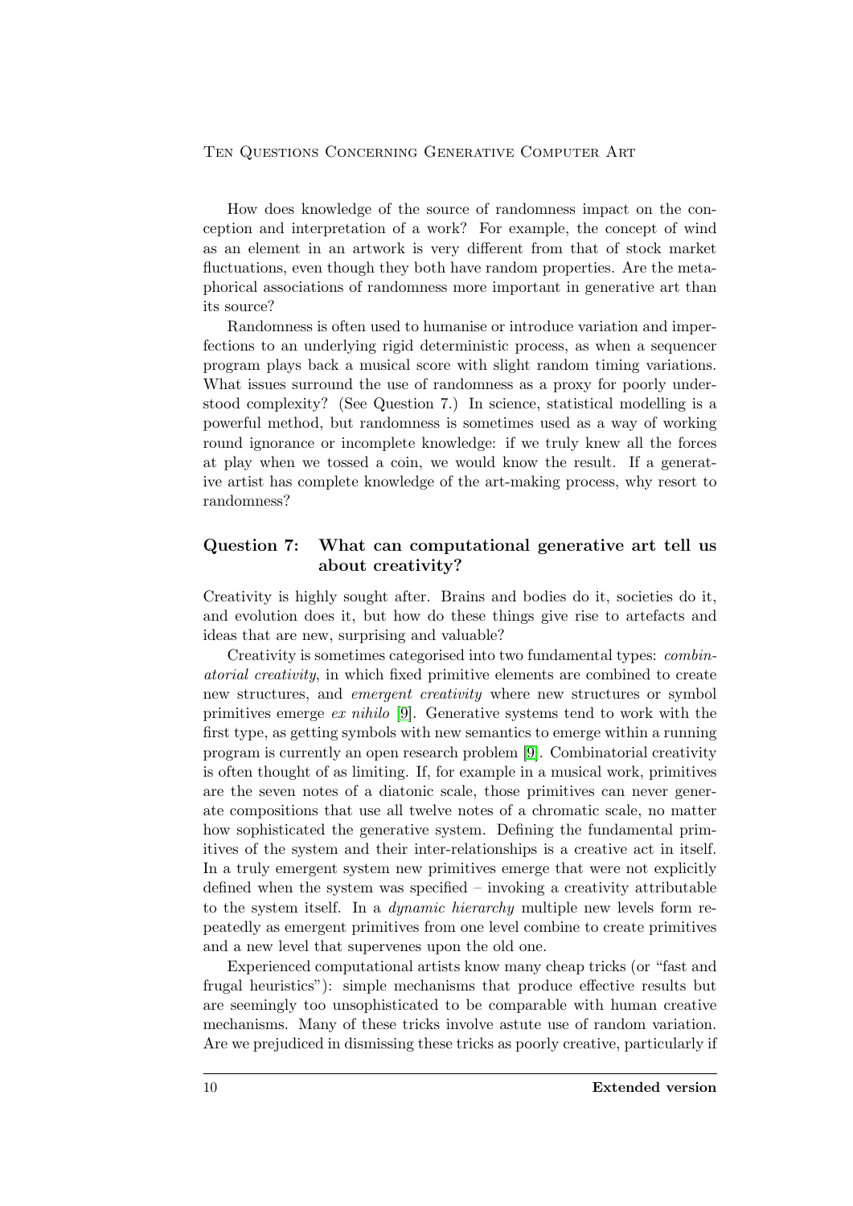How does knowledge of the source of randomness impact on the conception and interpretation of a work? For example, the concept of wind as an element in an artwork is very different from that of stock market fluctuations, even though they both have random properties. Are the metaphorical associations of randomness more important in generative art than its source?

Randomness is often used to humanise or introduce variation and imperfections to an underlying rigid deterministic process, as when a sequencer program plays back a musical score with slight random timing variations. What issues surround the use of randomness as a proxy for poorly understood complexity? (See Question 7.) In science, statistical modelling is a powerful method, but randomness is sometimes used as a way of working round ignorance or incomplete knowledge: if we truly knew all the forces at play when we tossed a coin, we would know the result. If a generative artist has complete knowledge of the art-making process, why resort to randomness?

## Question 7: What can computational generative art tell us about creativity?

Creativity is highly sought after. Brains and bodies do it, societies do it, and evolution does it, but how do these things give rise to artefacts and ideas that are new, surprising and valuable?

Creativity is sometimes categorised into two fundamental types: *combinatorial creativity*, in which fixed primitive elements are combined to create new structures, and *emergent creativity* where new structures or symbol primitives emerge *ex nihilo* [9]. Generative systems tend to work with the first type, as getting symbols with new semantics to emerge within a running program is currently an open research problem [9]. Combinatorial creativity is often thought of as limiting. If, for example in a musical work, primitives are the seven notes of a diatonic scale, those primitives can never generate compositions that use all twelve notes of a chromatic scale, no matter how sophisticated the generative system. Defining the fundamental primitives of the system and their inter-relationships is a creative act in itself. In a truly emergent system new primitives emerge that were not explicitly defined when the system was specified – invoking a creativity attributable to the system itself. In a *dynamic hierarchy* multiple new levels form repeatedly as emergent primitives from one level combine to create primitives and a new level that supervenes upon the old one.

Experienced computational artists know many cheap tricks (or "fast and frugal heuristics"): simple mechanisms that produce effective results but are seemingly too unsophisticated to be comparable with human creative mechanisms. Many of these tricks involve astute use of random variation. Are we prejudiced in dismissing these tricks as poorly creative, particularly if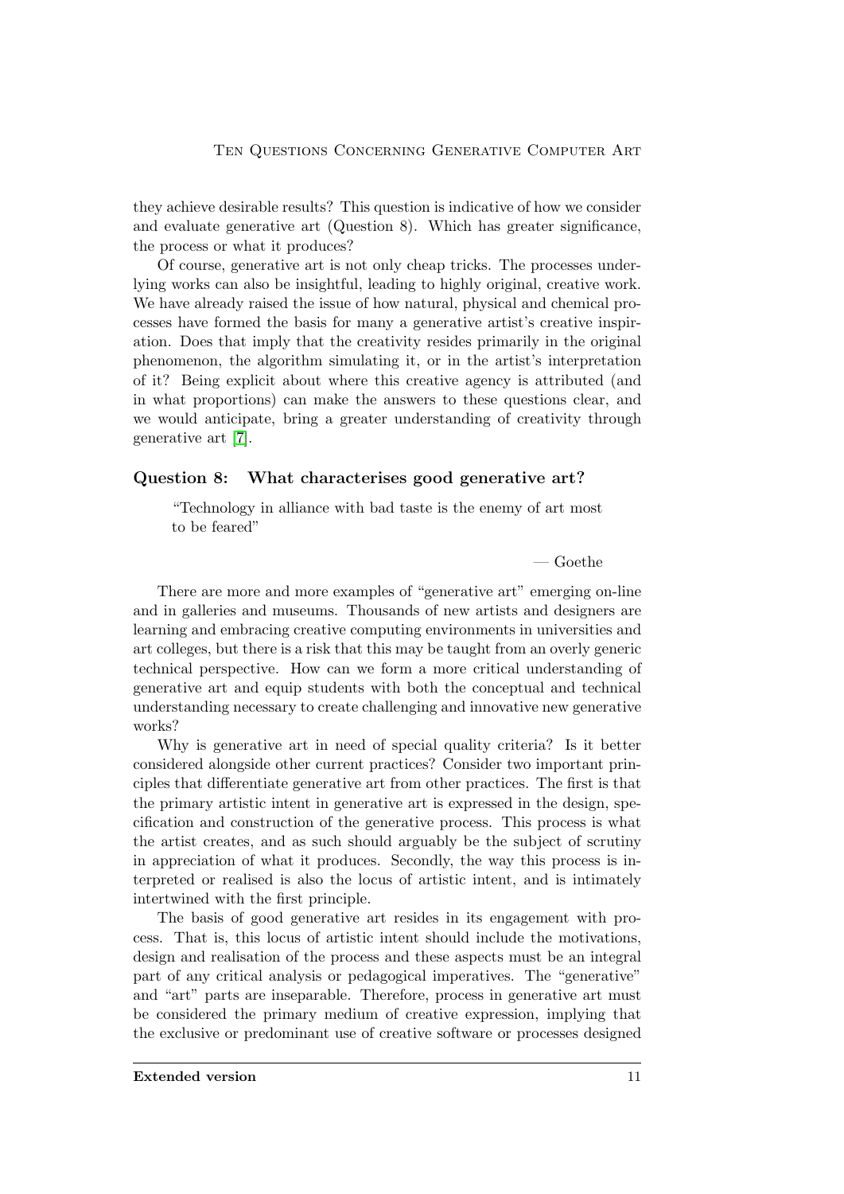they achieve desirable results? This question is indicative of how we consider and evaluate generative art (Question 8). Which has greater significance, the process or what it produces?

Of course, generative art is not only cheap tricks. The processes underlying works can also be insightful, leading to highly original, creative work. We have already raised the issue of how natural, physical and chemical processes have formed the basis for many a generative artist's creative inspiration. Does that imply that the creativity resides primarily in the original phenomenon, the algorithm simulating it, or in the artist's interpretation of it? Being explicit about where this creative agency is attributed (and in what proportions) can make the answers to these questions clear, and we would anticipate, bring a greater understanding of creativity through generative art [7].

## Question 8: What characterises good generative art?

> "Technology in alliance with bad taste is the enemy of art most to be feared"
>
> — Goethe

There are more and more examples of "generative art" emerging on-line and in galleries and museums. Thousands of new artists and designers are learning and embracing creative computing environments in universities and art colleges, but there is a risk that this may be taught from an overly generic technical perspective. How can we form a more critical understanding of generative art and equip students with both the conceptual and technical understanding necessary to create challenging and innovative new generative works?

Why is generative art in need of special quality criteria? Is it better considered alongside other current practices? Consider two important principles that differentiate generative art from other practices. The first is that the primary artistic intent in generative art is expressed in the design, specification and construction of the generative process. This process is what the artist creates, and as such should arguably be the subject of scrutiny in appreciation of what it produces. Secondly, the way this process is interpreted or realised is also the locus of artistic intent, and is intimately intertwined with the first principle.

The basis of good generative art resides in its engagement with process. That is, this locus of artistic intent should include the motivations, design and realisation of the process and these aspects must be an integral part of any critical analysis or pedagogical imperatives. The "generative" and "art" parts are inseparable. Therefore, process in generative art must be considered the primary medium of creative expression, implying that the exclusive or predominant use of creative software or processes designed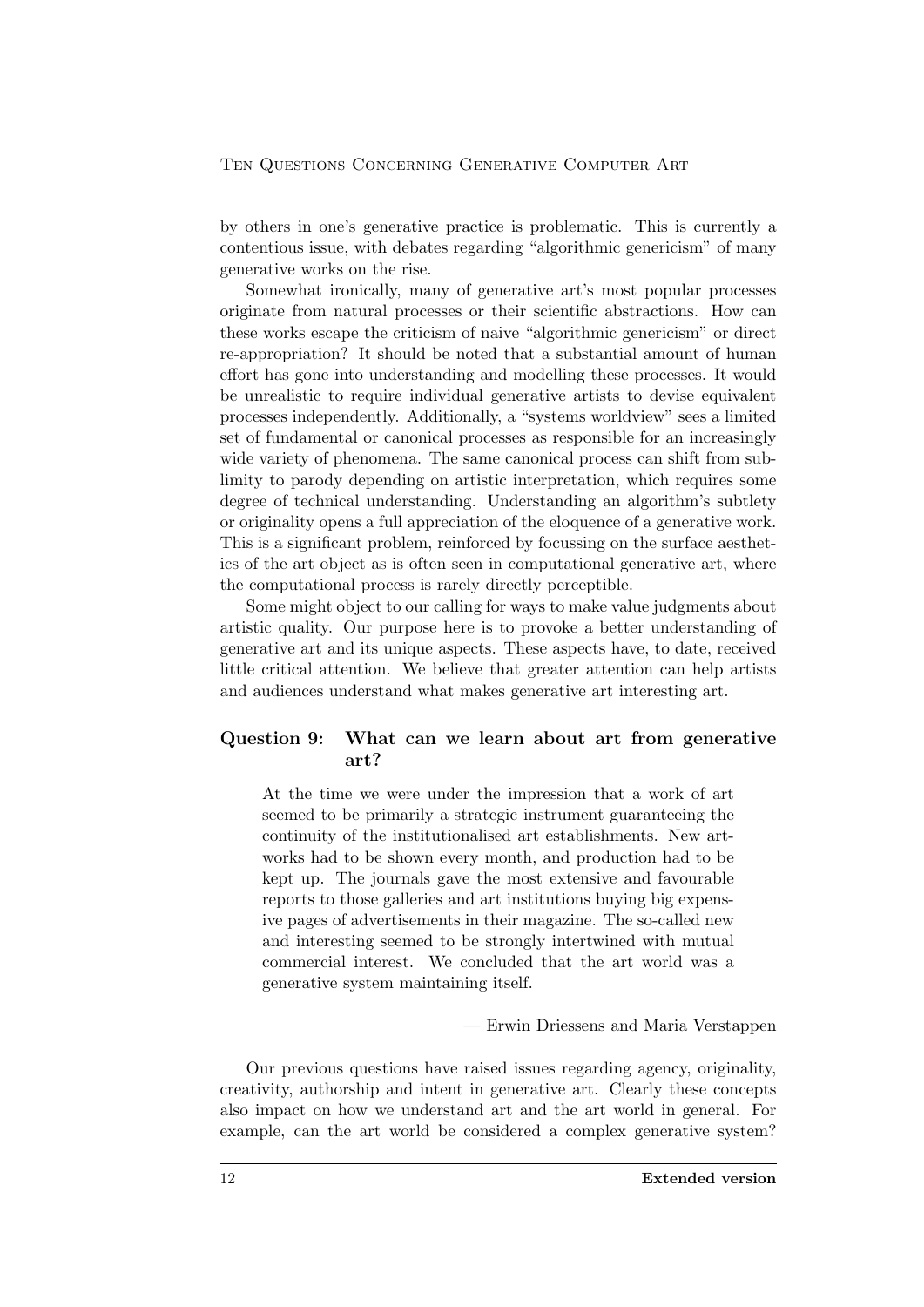by others in one's generative practice is problematic. This is currently a contentious issue, with debates regarding "algorithmic genericism" of many generative works on the rise.

Somewhat ironically, many of generative art's most popular processes originate from natural processes or their scientific abstractions. How can these works escape the criticism of naive "algorithmic genericism" or direct re-appropriation? It should be noted that a substantial amount of human effort has gone into understanding and modelling these processes. It would be unrealistic to require individual generative artists to devise equivalent processes independently. Additionally, a "systems worldview" sees a limited set of fundamental or canonical processes as responsible for an increasingly wide variety of phenomena. The same canonical process can shift from sublimity to parody depending on artistic interpretation, which requires some degree of technical understanding. Understanding an algorithm's subtlety or originality opens a full appreciation of the eloquence of a generative work. This is a significant problem, reinforced by focussing on the surface aesthetics of the art object as is often seen in computational generative art, where the computational process is rarely directly perceptible.

Some might object to our calling for ways to make value judgments about artistic quality. Our purpose here is to provoke a better understanding of generative art and its unique aspects. These aspects have, to date, received little critical attention. We believe that greater attention can help artists and audiences understand what makes generative art interesting art.

### Question 9: What can we learn about art from generative art?

> At the time we were under the impression that a work of art seemed to be primarily a strategic instrument guaranteeing the continuity of the institutionalised art establishments. New artworks had to be shown every month, and production had to be kept up. The journals gave the most extensive and favourable reports to those galleries and art institutions buying big expensive pages of advertisements in their magazine. The so-called new and interesting seemed to be strongly intertwined with mutual commercial interest. We concluded that the art world was a generative system maintaining itself.
>
> — Erwin Driessens and Maria Verstappen

Our previous questions have raised issues regarding agency, originality, creativity, authorship and intent in generative art. Clearly these concepts also impact on how we understand art and the art world in general. For example, can the art world be considered a complex generative system?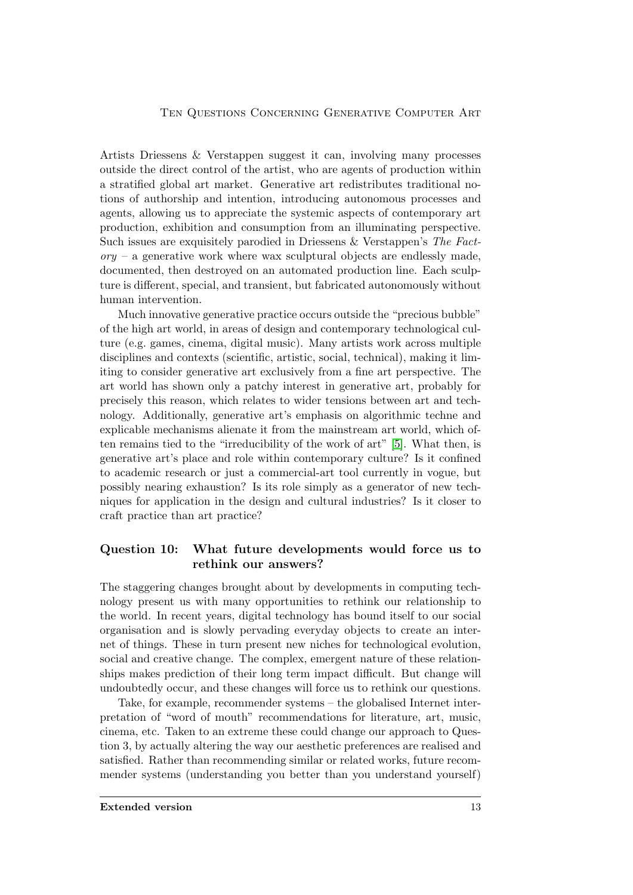Artists Driessens & Verstappen suggest it can, involving many processes outside the direct control of the artist, who are agents of production within a stratified global art market. Generative art redistributes traditional notions of authorship and intention, introducing autonomous processes and agents, allowing us to appreciate the systemic aspects of contemporary art production, exhibition and consumption from an illuminating perspective. Such issues are exquisitely parodied in Driessens & Verstappen's *The Factory* – a generative work where wax sculptural objects are endlessly made, documented, then destroyed on an automated production line. Each sculpture is different, special, and transient, but fabricated autonomously without human intervention.

Much innovative generative practice occurs outside the "precious bubble" of the high art world, in areas of design and contemporary technological culture (e.g. games, cinema, digital music). Many artists work across multiple disciplines and contexts (scientific, artistic, social, technical), making it limiting to consider generative art exclusively from a fine art perspective. The art world has shown only a patchy interest in generative art, probably for precisely this reason, which relates to wider tensions between art and technology. Additionally, generative art's emphasis on algorithmic techne and explicable mechanisms alienate it from the mainstream art world, which often remains tied to the "irreducibility of the work of art" [5]. What then, is generative art's place and role within contemporary culture? Is it confined to academic research or just a commercial-art tool currently in vogue, but possibly nearing exhaustion? Is its role simply as a generator of new techniques for application in the design and cultural industries? Is it closer to craft practice than art practice?

## Question 10: What future developments would force us to rethink our answers?

The staggering changes brought about by developments in computing technology present us with many opportunities to rethink our relationship to the world. In recent years, digital technology has bound itself to our social organisation and is slowly pervading everyday objects to create an internet of things. These in turn present new niches for technological evolution, social and creative change. The complex, emergent nature of these relationships makes prediction of their long term impact difficult. But change will undoubtedly occur, and these changes will force us to rethink our questions.

Take, for example, recommender systems – the globalised Internet interpretation of "word of mouth" recommendations for literature, art, music, cinema, etc. Taken to an extreme these could change our approach to Question 3, by actually altering the way our aesthetic preferences are realised and satisfied. Rather than recommending similar or related works, future recommender systems (understanding you better than you understand yourself)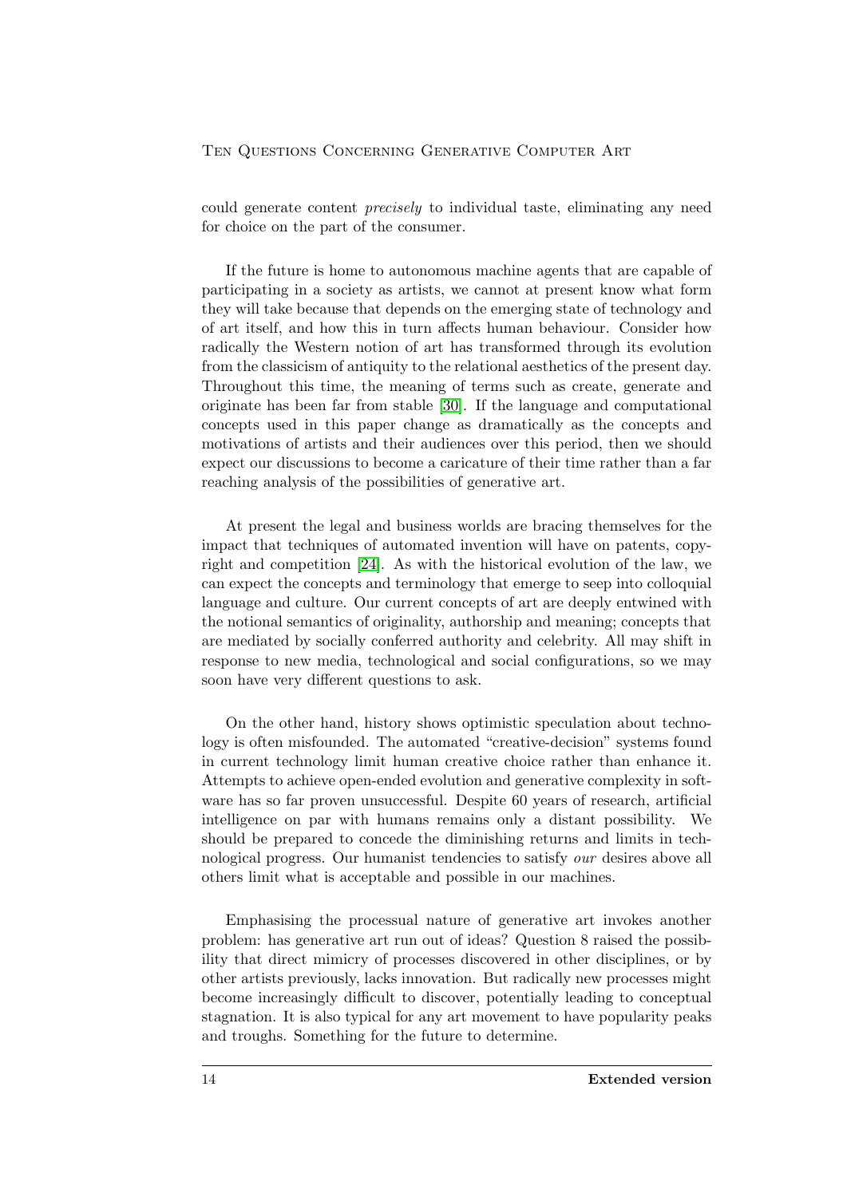could generate content *precisely* to individual taste, eliminating any need for choice on the part of the consumer.

If the future is home to autonomous machine agents that are capable of participating in a society as artists, we cannot at present know what form they will take because that depends on the emerging state of technology and of art itself, and how this in turn affects human behaviour. Consider how radically the Western notion of art has transformed through its evolution from the classicism of antiquity to the relational aesthetics of the present day. Throughout this time, the meaning of terms such as create, generate and originate has been far from stable [30]. If the language and computational concepts used in this paper change as dramatically as the concepts and motivations of artists and their audiences over this period, then we should expect our discussions to become a caricature of their time rather than a far reaching analysis of the possibilities of generative art.

At present the legal and business worlds are bracing themselves for the impact that techniques of automated invention will have on patents, copyright and competition [24]. As with the historical evolution of the law, we can expect the concepts and terminology that emerge to seep into colloquial language and culture. Our current concepts of art are deeply entwined with the notional semantics of originality, authorship and meaning; concepts that are mediated by socially conferred authority and celebrity. All may shift in response to new media, technological and social configurations, so we may soon have very different questions to ask.

On the other hand, history shows optimistic speculation about technology is often misfounded. The automated "creative-decision" systems found in current technology limit human creative choice rather than enhance it. Attempts to achieve open-ended evolution and generative complexity in software has so far proven unsuccessful. Despite 60 years of research, artificial intelligence on par with humans remains only a distant possibility. We should be prepared to concede the diminishing returns and limits in technological progress. Our humanist tendencies to satisfy *our* desires above all others limit what is acceptable and possible in our machines.

Emphasising the processual nature of generative art invokes another problem: has generative art run out of ideas? Question 8 raised the possibility that direct mimicry of processes discovered in other disciplines, or by other artists previously, lacks innovation. But radically new processes might become increasingly difficult to discover, potentially leading to conceptual stagnation. It is also typical for any art movement to have popularity peaks and troughs. Something for the future to determine.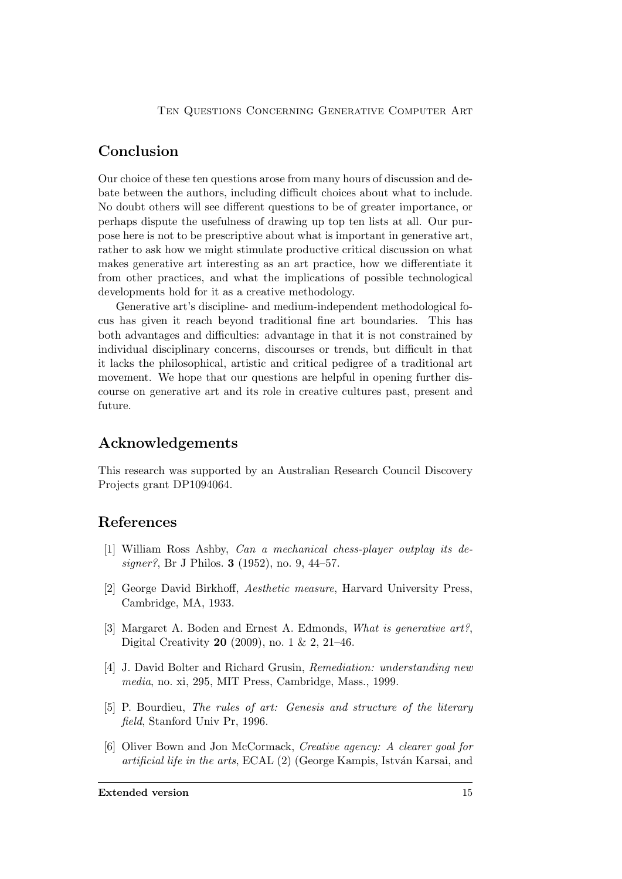## Conclusion

Our choice of these ten questions arose from many hours of discussion and debate between the authors, including difficult choices about what to include. No doubt others will see different questions to be of greater importance, or perhaps dispute the usefulness of drawing up top ten lists at all. Our purpose here is not to be prescriptive about what is important in generative art, rather to ask how we might stimulate productive critical discussion on what makes generative art interesting as an art practice, how we differentiate it from other practices, and what the implications of possible technological developments hold for it as a creative methodology.

Generative art's discipline- and medium-independent methodological focus has given it reach beyond traditional fine art boundaries. This has both advantages and difficulties: advantage in that it is not constrained by individual disciplinary concerns, discourses or trends, but difficult in that it lacks the philosophical, artistic and critical pedigree of a traditional art movement. We hope that our questions are helpful in opening further discourse on generative art and its role in creative cultures past, present and future.

## Acknowledgements

This research was supported by an Australian Research Council Discovery Projects grant DP1094064.

## References

[1] William Ross Ashby, *Can a mechanical chess-player outplay its designer?*, Br J Philos. **3** (1952), no. 9, 44–57.

[2] George David Birkhoff, *Aesthetic measure*, Harvard University Press, Cambridge, MA, 1933.

[3] Margaret A. Boden and Ernest A. Edmonds, *What is generative art?*, Digital Creativity **20** (2009), no. 1 & 2, 21–46.

[4] J. David Bolter and Richard Grusin, *Remediation: understanding new media*, no. xi, 295, MIT Press, Cambridge, Mass., 1999.

[5] P. Bourdieu, *The rules of art: Genesis and structure of the literary field*, Stanford Univ Pr, 1996.

[6] Oliver Bown and Jon McCormack, *Creative agency: A clearer goal for artificial life in the arts*, ECAL (2) (George Kampis, István Karsai, and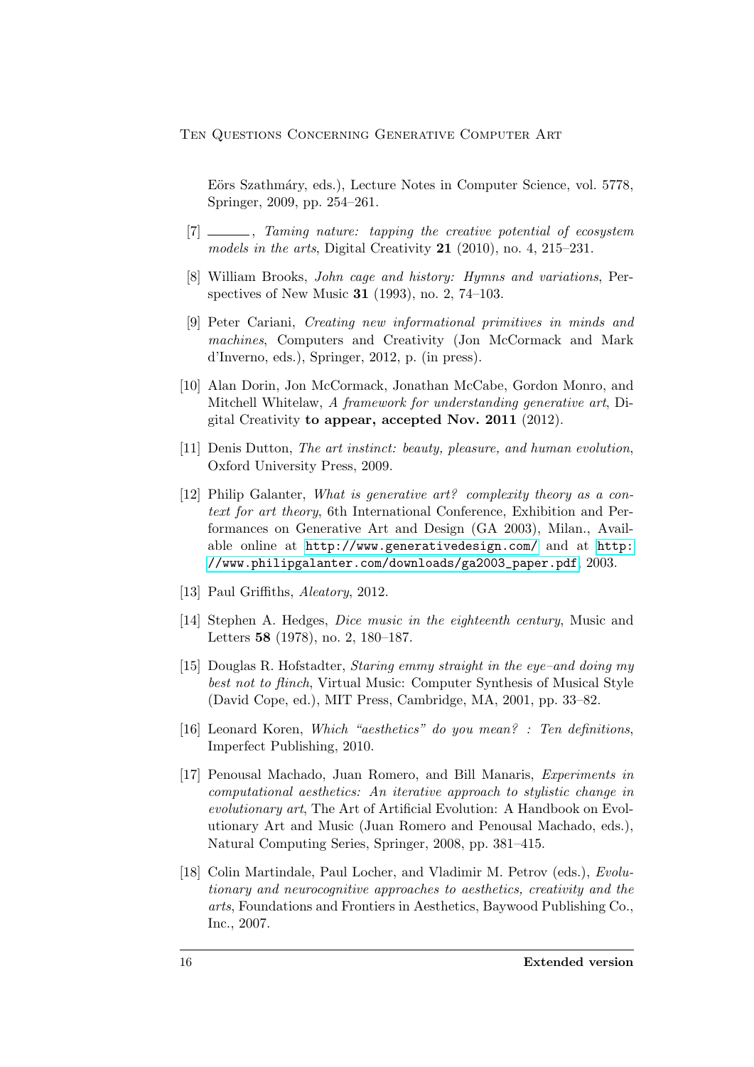Eörs Szathmáry, eds.), Lecture Notes in Computer Science, vol. 5778, Springer, 2009, pp. 254–261.

[7] ———, *Taming nature: tapping the creative potential of ecosystem models in the arts*, Digital Creativity **21** (2010), no. 4, 215–231.

[8] William Brooks, *John cage and history: Hymns and variations*, Perspectives of New Music **31** (1993), no. 2, 74–103.

[9] Peter Cariani, *Creating new informational primitives in minds and machines*, Computers and Creativity (Jon McCormack and Mark d'Inverno, eds.), Springer, 2012, p. (in press).

[10] Alan Dorin, Jon McCormack, Jonathan McCabe, Gordon Monro, and Mitchell Whitelaw, *A framework for understanding generative art*, Digital Creativity **to appear, accepted Nov. 2011** (2012).

[11] Denis Dutton, *The art instinct: beauty, pleasure, and human evolution*, Oxford University Press, 2009.

[12] Philip Galanter, *What is generative art? complexity theory as a context for art theory*, 6th International Conference, Exhibition and Performances on Generative Art and Design (GA 2003), Milan., Available online at http://www.generativedesign.com/ and at http://www.philipgalanter.com/downloads/ga2003_paper.pdf, 2003.

[13] Paul Griffiths, *Aleatory*, 2012.

[14] Stephen A. Hedges, *Dice music in the eighteenth century*, Music and Letters **58** (1978), no. 2, 180–187.

[15] Douglas R. Hofstadter, *Staring emmy straight in the eye–and doing my best not to flinch*, Virtual Music: Computer Synthesis of Musical Style (David Cope, ed.), MIT Press, Cambridge, MA, 2001, pp. 33–82.

[16] Leonard Koren, *Which "aesthetics" do you mean? : Ten definitions*, Imperfect Publishing, 2010.

[17] Penousal Machado, Juan Romero, and Bill Manaris, *Experiments in computational aesthetics: An iterative approach to stylistic change in evolutionary art*, The Art of Artificial Evolution: A Handbook on Evolutionary Art and Music (Juan Romero and Penousal Machado, eds.), Natural Computing Series, Springer, 2008, pp. 381–415.

[18] Colin Martindale, Paul Locher, and Vladimir M. Petrov (eds.), *Evolutionary and neurocognitive approaches to aesthetics, creativity and the arts*, Foundations and Frontiers in Aesthetics, Baywood Publishing Co., Inc., 2007.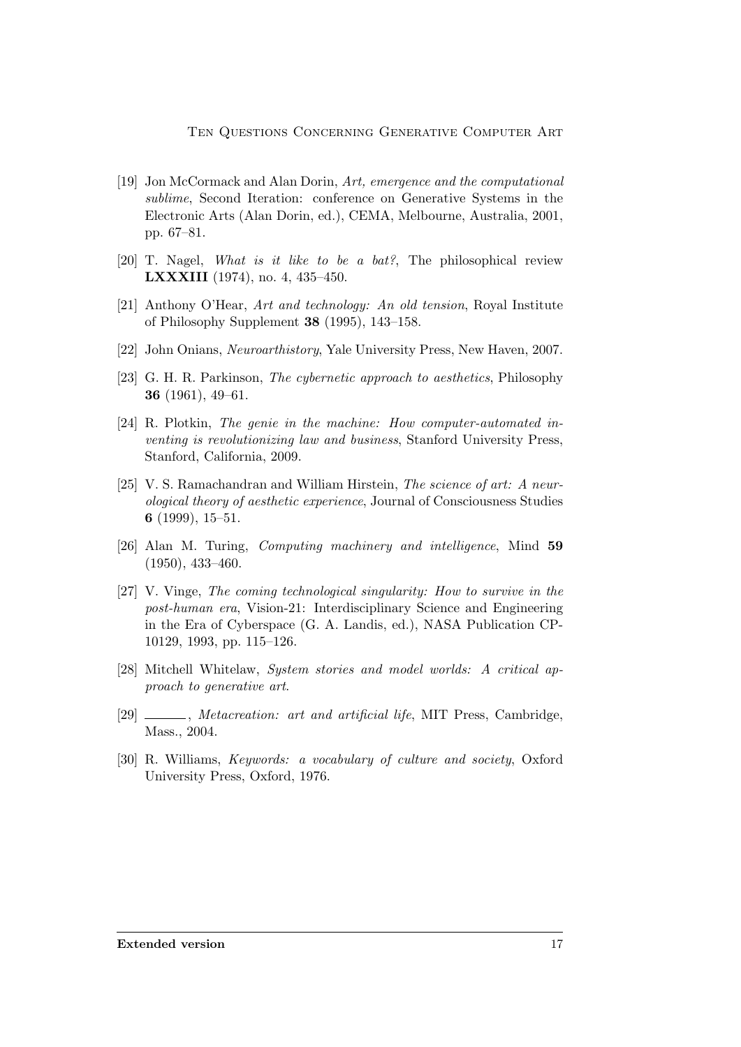[19] Jon McCormack and Alan Dorin, *Art, emergence and the computational sublime*, Second Iteration: conference on Generative Systems in the Electronic Arts (Alan Dorin, ed.), CEMA, Melbourne, Australia, 2001, pp. 67–81.

[20] T. Nagel, *What is it like to be a bat?*, The philosophical review **LXXXIII** (1974), no. 4, 435–450.

[21] Anthony O'Hear, *Art and technology: An old tension*, Royal Institute of Philosophy Supplement **38** (1995), 143–158.

[22] John Onians, *Neuroarthistory*, Yale University Press, New Haven, 2007.

[23] G. H. R. Parkinson, *The cybernetic approach to aesthetics*, Philosophy **36** (1961), 49–61.

[24] R. Plotkin, *The genie in the machine: How computer-automated inventing is revolutionizing law and business*, Stanford University Press, Stanford, California, 2009.

[25] V. S. Ramachandran and William Hirstein, *The science of art: A neurological theory of aesthetic experience*, Journal of Consciousness Studies **6** (1999), 15–51.

[26] Alan M. Turing, *Computing machinery and intelligence*, Mind **59** (1950), 433–460.

[27] V. Vinge, *The coming technological singularity: How to survive in the post-human era*, Vision-21: Interdisciplinary Science and Engineering in the Era of Cyberspace (G. A. Landis, ed.), NASA Publication CP-10129, 1993, pp. 115–126.

[28] Mitchell Whitelaw, *System stories and model worlds: A critical approach to generative art*.

[29] ______, *Metacreation: art and artificial life*, MIT Press, Cambridge, Mass., 2004.

[30] R. Williams, *Keywords: a vocabulary of culture and society*, Oxford University Press, Oxford, 1976.